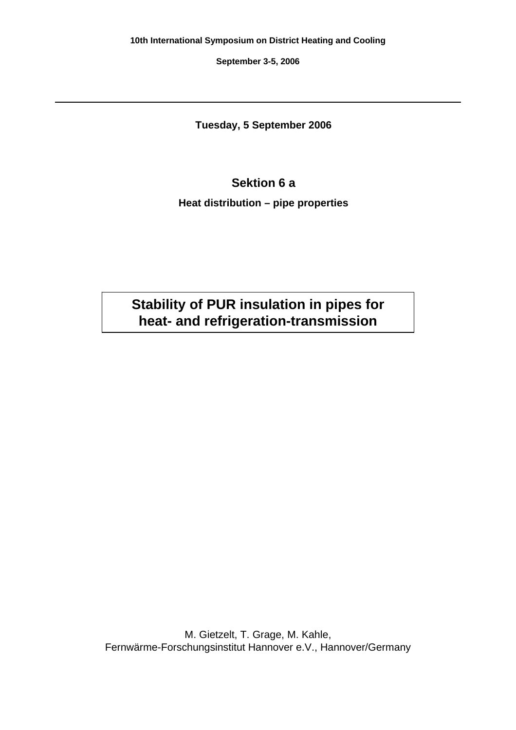**10th International Symposium on District Heating and Cooling**

**September 3-5, 2006**

---

**Tuesday, 5 September 2006**

## Sektion 6 a

**Heat distribution – pipe properties**

# Stability of PUR insulation in pipes for heat- and refrigeration-transmission

M. Gietzelt, T. Grage, M. Kahle,
Fernwärme-Forschungsinstitut Hannover e.V., Hannover/Germany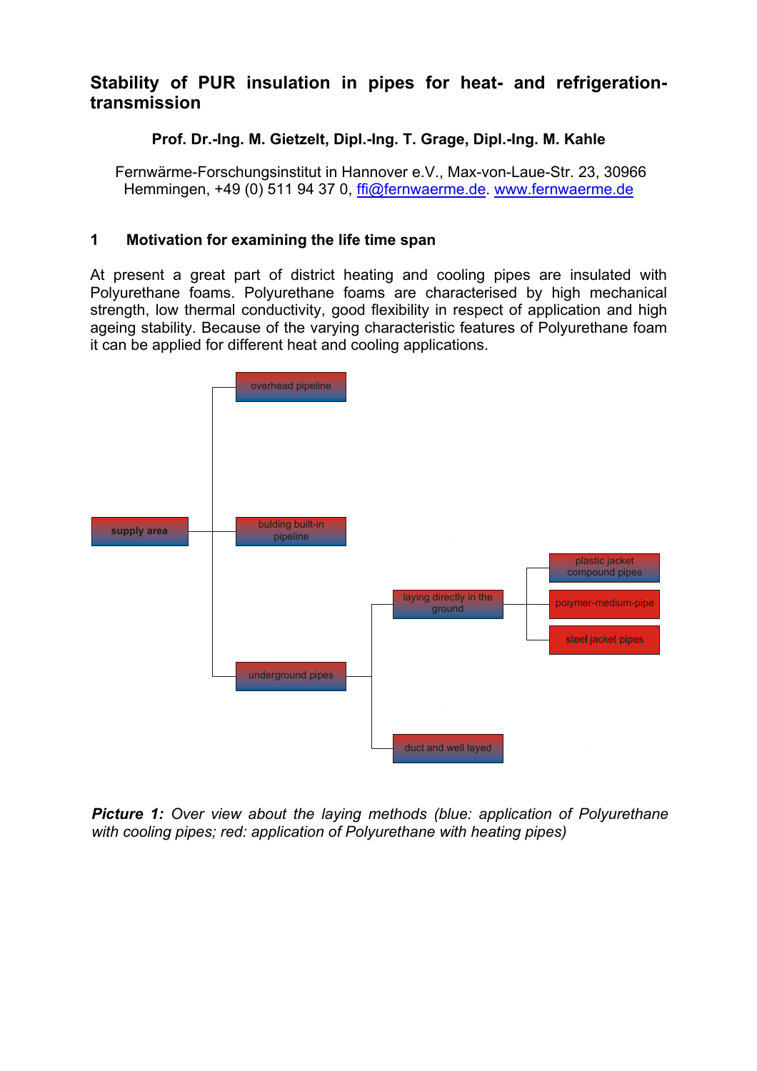# Stability of PUR insulation in pipes for heat- and refrigeration-transmission

**Prof. Dr.-Ing. M. Gietzelt, Dipl.-Ing. T. Grage, Dipl.-Ing. M. Kahle**

Fernwärme-Forschungsinstitut in Hannover e.V., Max-von-Laue-Str. 23, 30966 Hemmingen, +49 (0) 511 94 37 0, ffi@fernwaerme.de. www.fernwaerme.de

## 1 Motivation for examining the life time span

At present a great part of district heating and cooling pipes are insulated with Polyurethane foams. Polyurethane foams are characterised by high mechanical strength, low thermal conductivity, good flexibility in respect of application and high ageing stability. Because of the varying characteristic features of Polyurethane foam it can be applied for different heat and cooling applications.

- supply area
  - overhead pipeline
  - bulding built-in pipeline
  - underground pipes
    - laying directly in the ground
      - plastic jacket compound pipes
      - polymer-medium-pipe
      - steel jacket pipes
    - duct and well layed

***Picture 1:*** *Over view about the laying methods (blue: application of Polyurethane with cooling pipes; red: application of Polyurethane with heating pipes)*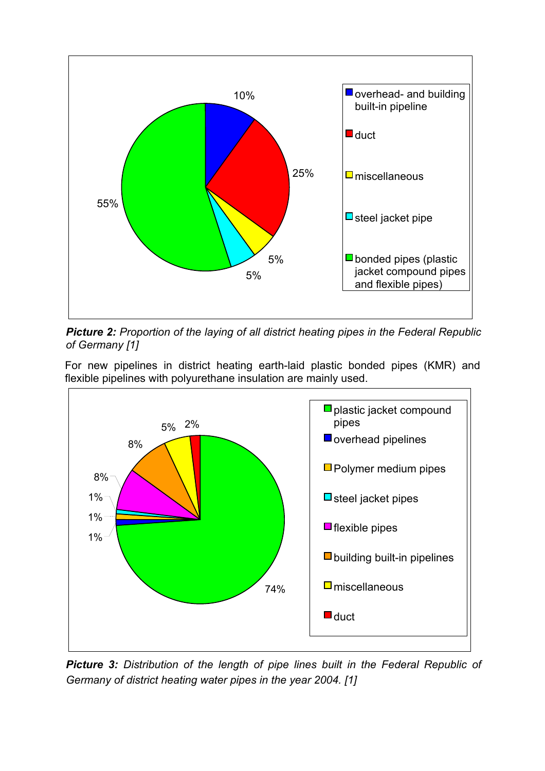***Picture 2:*** *Proportion of the laying of all district heating pipes in the Federal Republic of Germany [1]*

For new pipelines in district heating earth-laid plastic bonded pipes (KMR) and flexible pipelines with polyurethane insulation are mainly used.

***Picture 3:*** *Distribution of the length of pipe lines built in the Federal Republic of Germany of district heating water pipes in the year 2004. [1]*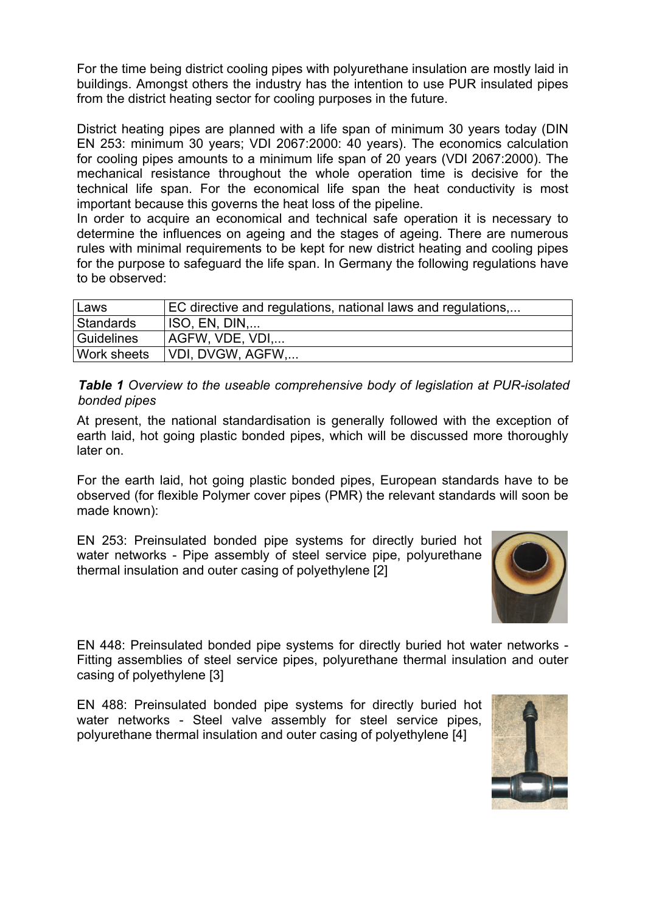For the time being district cooling pipes with polyurethane insulation are mostly laid in buildings. Amongst others the industry has the intention to use PUR insulated pipes from the district heating sector for cooling purposes in the future.

District heating pipes are planned with a life span of minimum 30 years today (DIN EN 253: minimum 30 years; VDI 2067:2000: 40 years). The economics calculation for cooling pipes amounts to a minimum life span of 20 years (VDI 2067:2000). The mechanical resistance throughout the whole operation time is decisive for the technical life span. For the economical life span the heat conductivity is most important because this governs the heat loss of the pipeline.
In order to acquire an economical and technical safe operation it is necessary to determine the influences on ageing and the stages of ageing. There are numerous rules with minimal requirements to be kept for new district heating and cooling pipes for the purpose to safeguard the life span. In Germany the following regulations have to be observed:

| Laws | EC directive and regulations, national laws and regulations,... |
|---|---|
| Standards | ISO, EN, DIN,... |
| Guidelines | AGFW, VDE, VDI,... |
| Work sheets | VDI, DVGW, AGFW,... |

***Table 1*** *Overview to the useable comprehensive body of legislation at PUR-isolated bonded pipes*

At present, the national standardisation is generally followed with the exception of earth laid, hot going plastic bonded pipes, which will be discussed more thoroughly later on.

For the earth laid, hot going plastic bonded pipes, European standards have to be observed (for flexible Polymer cover pipes (PMR) the relevant standards will soon be made known):

EN 253: Preinsulated bonded pipe systems for directly buried hot water networks - Pipe assembly of steel service pipe, polyurethane thermal insulation and outer casing of polyethylene [2]

EN 448: Preinsulated bonded pipe systems for directly buried hot water networks - Fitting assemblies of steel service pipes, polyurethane thermal insulation and outer casing of polyethylene [3]

EN 488: Preinsulated bonded pipe systems for directly buried hot water networks - Steel valve assembly for steel service pipes, polyurethane thermal insulation and outer casing of polyethylene [4]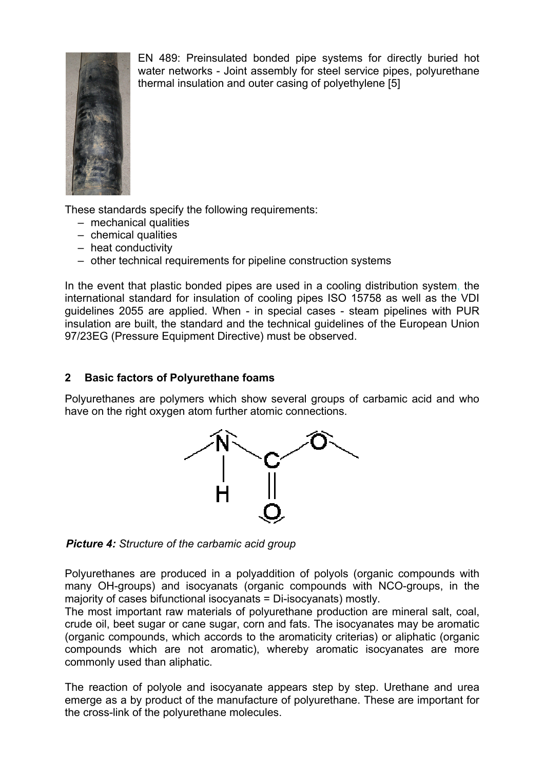EN 489: Preinsulated bonded pipe systems for directly buried hot water networks - Joint assembly for steel service pipes, polyurethane thermal insulation and outer casing of polyethylene [5]

These standards specify the following requirements:

- mechanical qualities
- chemical qualities
- heat conductivity
- other technical requirements for pipeline construction systems

In the event that plastic bonded pipes are used in a cooling distribution system, the international standard for insulation of cooling pipes ISO 15758 as well as the VDI guidelines 2055 are applied. When - in special cases - steam pipelines with PUR insulation are built, the standard and the technical guidelines of the European Union 97/23EG (Pressure Equipment Directive) must be observed.

## 2 Basic factors of Polyurethane foams

Polyurethanes are polymers which show several groups of carbamic acid and who have on the right oxygen atom further atomic connections.

***Picture 4:*** *Structure of the carbamic acid group*

Polyurethanes are produced in a polyaddition of polyols (organic compounds with many OH-groups) and isocyanats (organic compounds with NCO-groups, in the majority of cases bifunctional isocyanats = Di-isocyanats) mostly.

The most important raw materials of polyurethane production are mineral salt, coal, crude oil, beet sugar or cane sugar, corn and fats. The isocyanates may be aromatic (organic compounds, which accords to the aromaticity criterias) or aliphatic (organic compounds which are not aromatic), whereby aromatic isocyanates are more commonly used than aliphatic.

The reaction of polyole and isocyanate appears step by step. Urethane and urea emerge as a by product of the manufacture of polyurethane. These are important for the cross-link of the polyurethane molecules.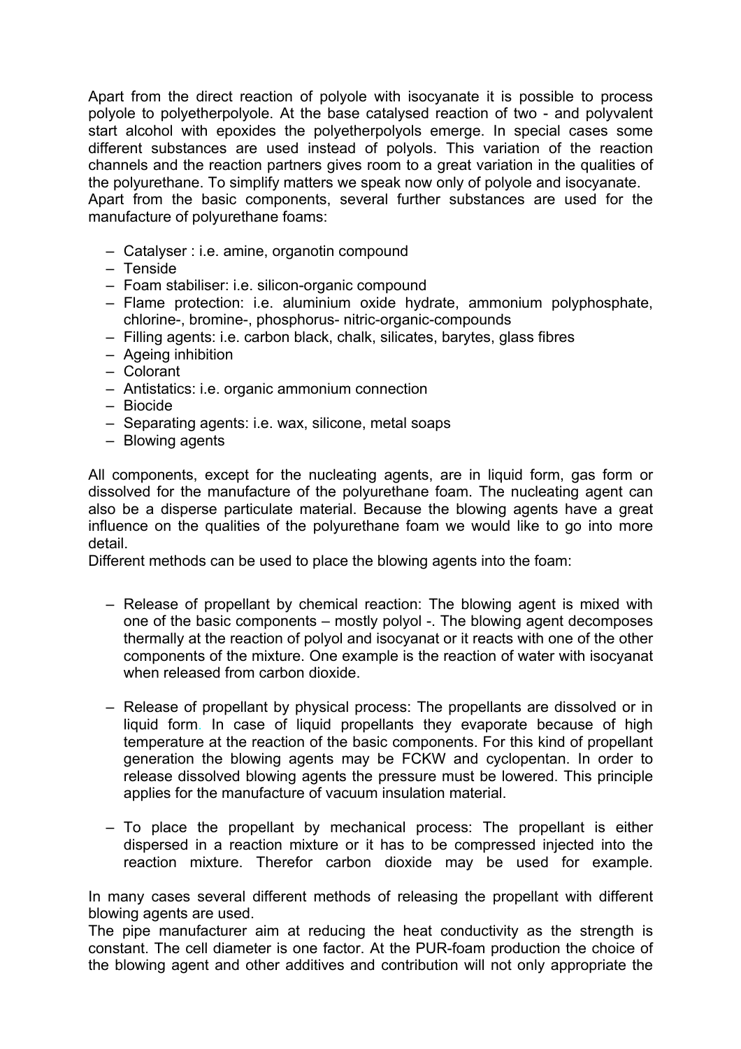Apart from the direct reaction of polyole with isocyanate it is possible to process polyole to polyetherpolyole. At the base catalysed reaction of two - and polyvalent start alcohol with epoxides the polyetherpolyols emerge. In special cases some different substances are used instead of polyols. This variation of the reaction channels and the reaction partners gives room to a great variation in the qualities of the polyurethane. To simplify matters we speak now only of polyole and isocyanate.
Apart from the basic components, several further substances are used for the manufacture of polyurethane foams:

- Catalyser : i.e. amine, organotin compound
- Tenside
- Foam stabiliser: i.e. silicon-organic compound
- Flame protection: i.e. aluminium oxide hydrate, ammonium polyphosphate, chlorine-, bromine-, phosphorus- nitric-organic-compounds
- Filling agents: i.e. carbon black, chalk, silicates, barytes, glass fibres
- Ageing inhibition
- Colorant
- Antistatics: i.e. organic ammonium connection
- Biocide
- Separating agents: i.e. wax, silicone, metal soaps
- Blowing agents

All components, except for the nucleating agents, are in liquid form, gas form or dissolved for the manufacture of the polyurethane foam. The nucleating agent can also be a disperse particulate material. Because the blowing agents have a great influence on the qualities of the polyurethane foam we would like to go into more detail.
Different methods can be used to place the blowing agents into the foam:

- Release of propellant by chemical reaction: The blowing agent is mixed with one of the basic components – mostly polyol -. The blowing agent decomposes thermally at the reaction of polyol and isocyanat or it reacts with one of the other components of the mixture. One example is the reaction of water with isocyanat when released from carbon dioxide.

- Release of propellant by physical process: The propellants are dissolved or in liquid form. In case of liquid propellants they evaporate because of high temperature at the reaction of the basic components. For this kind of propellant generation the blowing agents may be FCKW and cyclopentan. In order to release dissolved blowing agents the pressure must be lowered. This principle applies for the manufacture of vacuum insulation material.

- To place the propellant by mechanical process: The propellant is either dispersed in a reaction mixture or it has to be compressed injected into the reaction mixture. Therefor carbon dioxide may be used for example.

In many cases several different methods of releasing the propellant with different blowing agents are used.
The pipe manufacturer aim at reducing the heat conductivity as the strength is constant. The cell diameter is one factor. At the PUR-foam production the choice of the blowing agent and other additives and contribution will not only appropriate the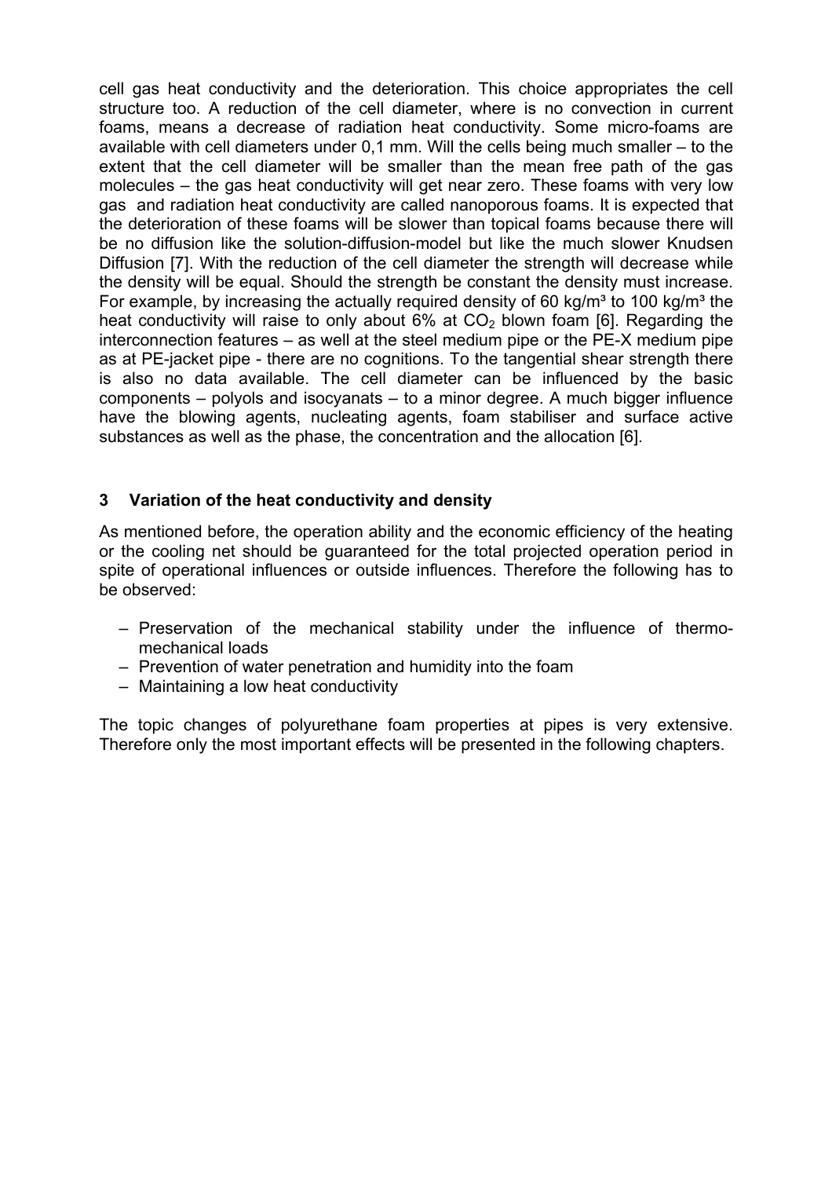cell gas heat conductivity and the deterioration. This choice appropriates the cell structure too. A reduction of the cell diameter, where is no convection in current foams, means a decrease of radiation heat conductivity. Some micro-foams are available with cell diameters under 0,1 mm. Will the cells being much smaller – to the extent that the cell diameter will be smaller than the mean free path of the gas molecules – the gas heat conductivity will get near zero. These foams with very low gas and radiation heat conductivity are called nanoporous foams. It is expected that the deterioration of these foams will be slower than topical foams because there will be no diffusion like the solution-diffusion-model but like the much slower Knudsen Diffusion [7]. With the reduction of the cell diameter the strength will decrease while the density will be equal. Should the strength be constant the density must increase. For example, by increasing the actually required density of 60 kg/m³ to 100 kg/m³ the heat conductivity will raise to only about 6% at $CO_2$ blown foam [6]. Regarding the interconnection features – as well at the steel medium pipe or the PE-X medium pipe as at PE-jacket pipe - there are no cognitions. To the tangential shear strength there is also no data available. The cell diameter can be influenced by the basic components – polyols and isocyanats – to a minor degree. A much bigger influence have the blowing agents, nucleating agents, foam stabiliser and surface active substances as well as the phase, the concentration and the allocation [6].

## 3 Variation of the heat conductivity and density

As mentioned before, the operation ability and the economic efficiency of the heating or the cooling net should be guaranteed for the total projected operation period in spite of operational influences or outside influences. Therefore the following has to be observed:

- Preservation of the mechanical stability under the influence of thermo-mechanical loads
- Prevention of water penetration and humidity into the foam
- Maintaining a low heat conductivity

The topic changes of polyurethane foam properties at pipes is very extensive. Therefore only the most important effects will be presented in the following chapters.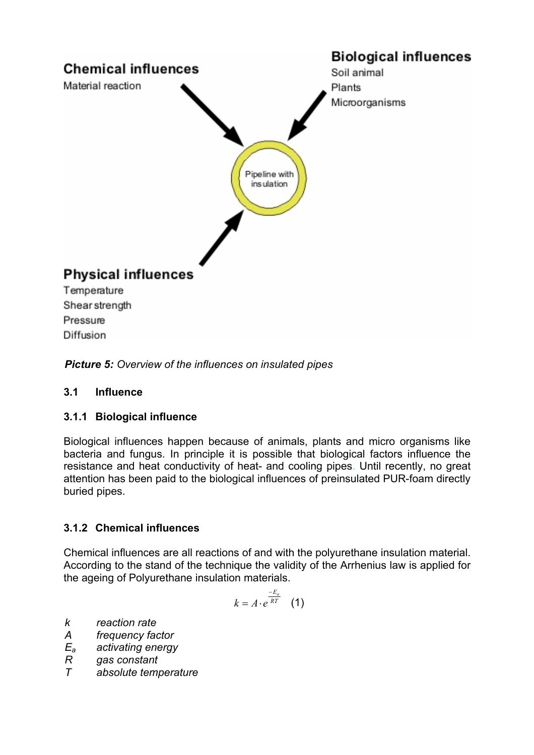**Chemical influences**

Material reaction

**Biological influences**

Soil animal

Plants

Microorganisms

Pipeline with insulation

**Physical influences**

Temperature

Shear strength

Pressure

Diffusion

***Picture 5:*** *Overview of the influences on insulated pipes*

### 3.1 Influence

#### 3.1.1 Biological influence

Biological influences happen because of animals, plants and micro organisms like bacteria and fungus. In principle it is possible that biological factors influence the resistance and heat conductivity of heat- and cooling pipes. Until recently, no great attention has been paid to the biological influences of preinsulated PUR-foam directly buried pipes.

#### 3.1.2 Chemical influences

Chemical influences are all reactions of and with the polyurethane insulation material. According to the stand of the technique the validity of the Arrhenius law is applied for the ageing of Polyurethane insulation materials.

$$k = A \cdot e^{\frac{-E_a}{RT}} \quad (1)$$

- $k$ *reaction rate*
- $A$ *frequency factor*
- $E_a$ *activating energy*
- $R$ *gas constant*
- $T$ *absolute temperature*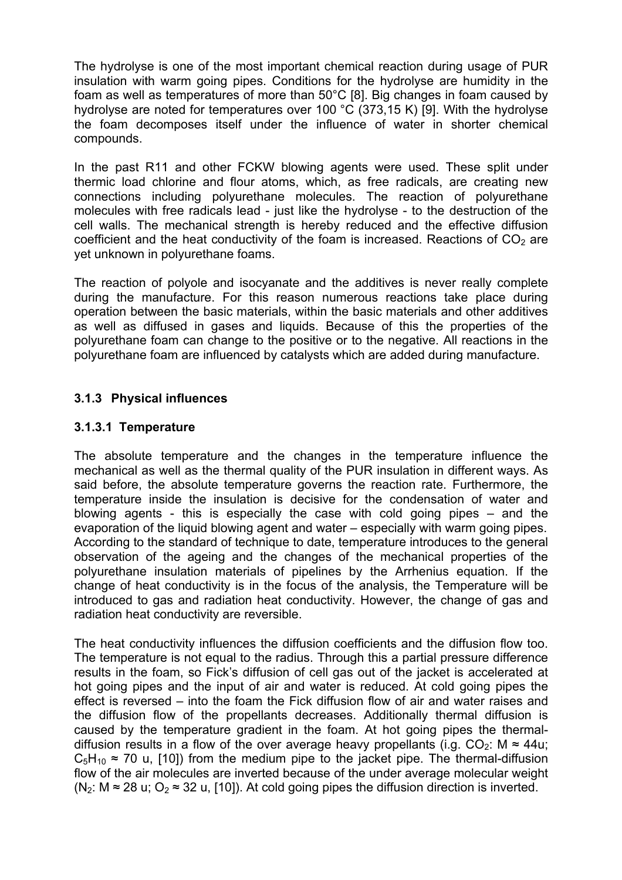The hydrolyse is one of the most important chemical reaction during usage of PUR insulation with warm going pipes. Conditions for the hydrolyse are humidity in the foam as well as temperatures of more than 50°C [8]. Big changes in foam caused by hydrolyse are noted for temperatures over 100 °C (373,15 K) [9]. With the hydrolyse the foam decomposes itself under the influence of water in shorter chemical compounds.

In the past R11 and other FCKW blowing agents were used. These split under thermic load chlorine and flour atoms, which, as free radicals, are creating new connections including polyurethane molecules. The reaction of polyurethane molecules with free radicals lead - just like the hydrolyse - to the destruction of the cell walls. The mechanical strength is hereby reduced and the effective diffusion coefficient and the heat conductivity of the foam is increased. Reactions of $CO_2$ are yet unknown in polyurethane foams.

The reaction of polyole and isocyanate and the additives is never really complete during the manufacture. For this reason numerous reactions take place during operation between the basic materials, within the basic materials and other additives as well as diffused in gases and liquids. Because of this the properties of the polyurethane foam can change to the positive or to the negative. All reactions in the polyurethane foam are influenced by catalysts which are added during manufacture.

### 3.1.3 Physical influences

#### 3.1.3.1 Temperature

The absolute temperature and the changes in the temperature influence the mechanical as well as the thermal quality of the PUR insulation in different ways. As said before, the absolute temperature governs the reaction rate. Furthermore, the temperature inside the insulation is decisive for the condensation of water and blowing agents - this is especially the case with cold going pipes – and the evaporation of the liquid blowing agent and water – especially with warm going pipes. According to the standard of technique to date, temperature introduces to the general observation of the ageing and the changes of the mechanical properties of the polyurethane insulation materials of pipelines by the Arrhenius equation. If the change of heat conductivity is in the focus of the analysis, the Temperature will be introduced to gas and radiation heat conductivity. However, the change of gas and radiation heat conductivity are reversible.

The heat conductivity influences the diffusion coefficients and the diffusion flow too. The temperature is not equal to the radius. Through this a partial pressure difference results in the foam, so Fick's diffusion of cell gas out of the jacket is accelerated at hot going pipes and the input of air and water is reduced. At cold going pipes the effect is reversed – into the foam the Fick diffusion flow of air and water raises and the diffusion flow of the propellants decreases. Additionally thermal diffusion is caused by the temperature gradient in the foam. At hot going pipes the thermal-diffusion results in a flow of the over average heavy propellants (i.g. $CO_2$: $M \approx 44u$; $C_5H_{10} \approx 70$ u, [10]) from the medium pipe to the jacket pipe. The thermal-diffusion flow of the air molecules are inverted because of the under average molecular weight ($N_2$: $M \approx 28$ u; $O_2 \approx 32$ u, [10]). At cold going pipes the diffusion direction is inverted.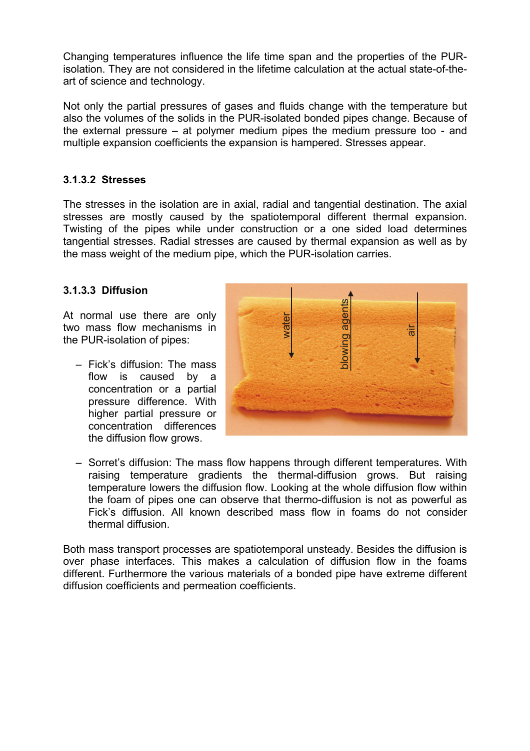Changing temperatures influence the life time span and the properties of the PUR-isolation. They are not considered in the lifetime calculation at the actual state-of-the-art of science and technology.

Not only the partial pressures of gases and fluids change with the temperature but also the volumes of the solids in the PUR-isolated bonded pipes change. Because of the external pressure – at polymer medium pipes the medium pressure too - and multiple expansion coefficients the expansion is hampered. Stresses appear.

### 3.1.3.2 Stresses

The stresses in the isolation are in axial, radial and tangential destination. The axial stresses are mostly caused by the spatiotemporal different thermal expansion. Twisting of the pipes while under construction or a one sided load determines tangential stresses. Radial stresses are caused by thermal expansion as well as by the mass weight of the medium pipe, which the PUR-isolation carries.

### 3.1.3.3 Diffusion

At normal use there are only two mass flow mechanisms in the PUR-isolation of pipes:

- Fick's diffusion: The mass flow is caused by a concentration or a partial pressure difference. With higher partial pressure or concentration differences the diffusion flow grows.
- Sorret's diffusion: The mass flow happens through different temperatures. With raising temperature gradients the thermal-diffusion grows. But raising temperature lowers the diffusion flow. Looking at the whole diffusion flow within the foam of pipes one can observe that thermo-diffusion is not as powerful as Fick's diffusion. All known described mass flow in foams do not consider thermal diffusion.

Both mass transport processes are spatiotemporal unsteady. Besides the diffusion is over phase interfaces. This makes a calculation of diffusion flow in the foams different. Furthermore the various materials of a bonded pipe have extreme different diffusion coefficients and permeation coefficients.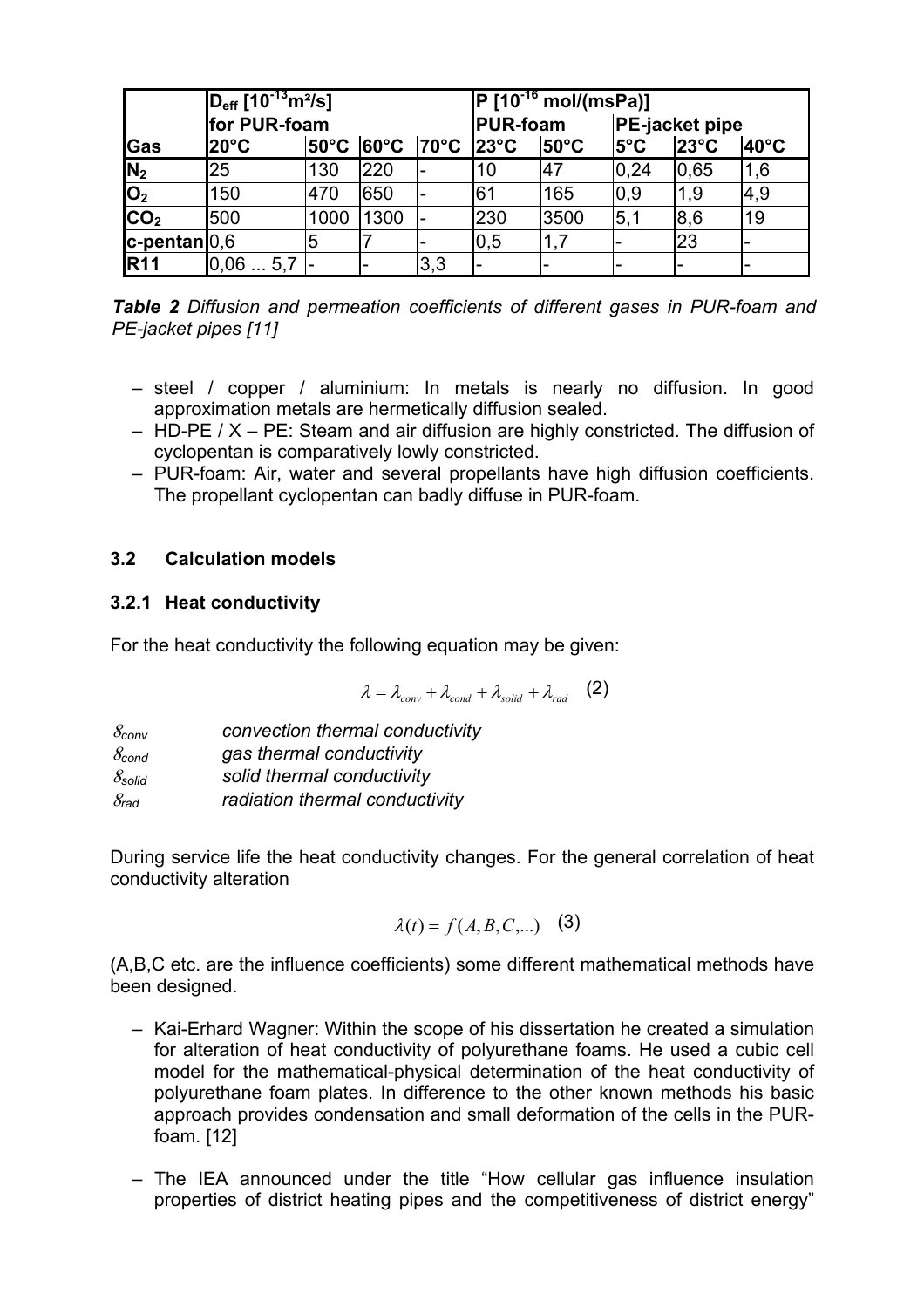| Gas | $D_{eff}$ [$10^{-13}$m²/s] for PUR-foam | | | | P [$10^{-16}$ mol/(msPa)] | | | | |
|---|---|---|---|---|---|---|---|---|---|
| | | | | | PUR-foam | | PE-jacket pipe | | |
| | 20°C | 50°C | 60°C | 70°C | 23°C | 50°C | 5°C | 23°C | 40°C |
| $N_2$ | 25 | 130 | 220 | - | 10 | 47 | 0,24 | 0,65 | 1,6 |
| $O_2$ | 150 | 470 | 650 | - | 61 | 165 | 0,9 | 1,9 | 4,9 |
| $CO_2$ | 500 | 1000 | 1300 | - | 230 | 3500 | 5,1 | 8,6 | 19 |
| c-pentan | 0,6 | 5 | 7 | - | 0,5 | 1,7 | - | 23 | - |
| R11 | 0,06 ... 5,7 | - | - | 3,3 | - | - | - | - | - |

***Table 2*** *Diffusion and permeation coefficients of different gases in PUR-foam and PE-jacket pipes [11]*

- steel / copper / aluminium: In metals is nearly no diffusion. In good approximation metals are hermetically diffusion sealed.
- HD-PE / X – PE: Steam and air diffusion are highly constricted. The diffusion of cyclopentan is comparatively lowly constricted.
- PUR-foam: Air, water and several propellants have high diffusion coefficients. The propellant cyclopentan can badly diffuse in PUR-foam.

### 3.2 Calculation models

#### 3.2.1 Heat conductivity

For the heat conductivity the following equation may be given:

$$\lambda = \lambda_{conv} + \lambda_{cond} + \lambda_{solid} + \lambda_{rad} \quad (2)$$

$\lambda_{conv}$ *convection thermal conductivity*
$\lambda_{cond}$ *gas thermal conductivity*
$\lambda_{solid}$ *solid thermal conductivity*
$\lambda_{rad}$ *radiation thermal conductivity*

During service life the heat conductivity changes. For the general correlation of heat conductivity alteration

$$\lambda(t) = f(A, B, C, ...) \quad (3)$$

(A,B,C etc. are the influence coefficients) some different mathematical methods have been designed.

- Kai-Erhard Wagner: Within the scope of his dissertation he created a simulation for alteration of heat conductivity of polyurethane foams. He used a cubic cell model for the mathematical-physical determination of the heat conductivity of polyurethane foam plates. In difference to the other known methods his basic approach provides condensation and small deformation of the cells in the PUR-foam. [12]
- The IEA announced under the title "How cellular gas influence insulation properties of district heating pipes and the competitiveness of district energy"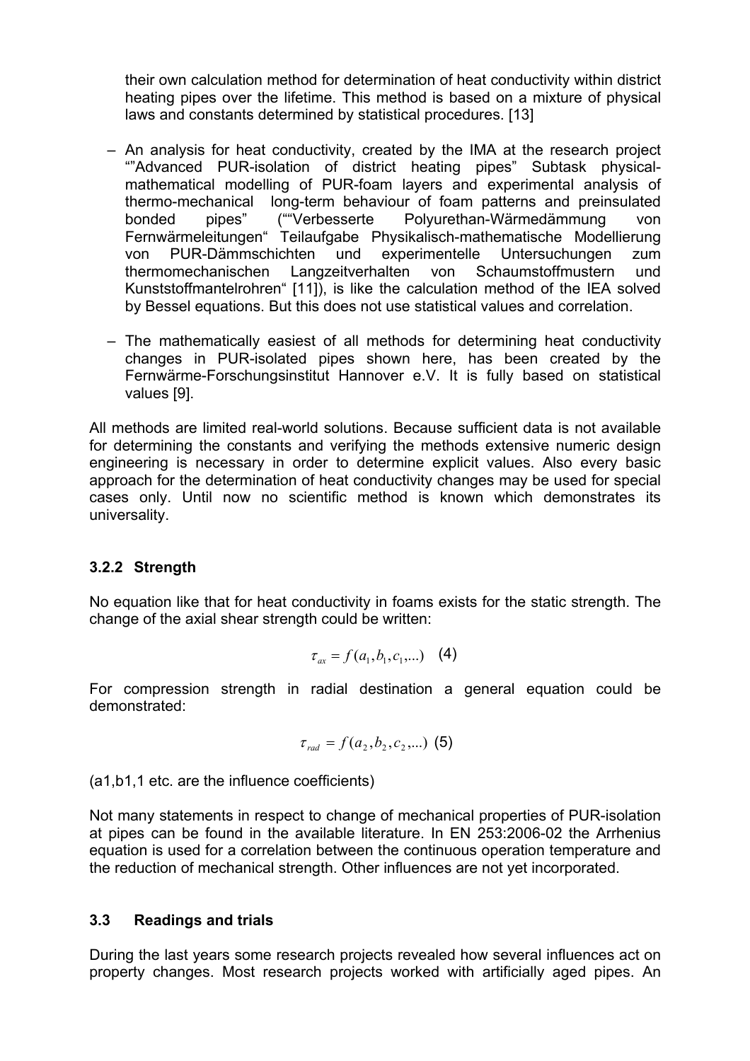their own calculation method for determination of heat conductivity within district heating pipes over the lifetime. This method is based on a mixture of physical laws and constants determined by statistical procedures. [13]

– An analysis for heat conductivity, created by the IMA at the research project ""Advanced PUR-isolation of district heating pipes" Subtask physical-mathematical modelling of PUR-foam layers and experimental analysis of thermo-mechanical long-term behaviour of foam patterns and preinsulated bonded pipes" (""Verbesserte Polyurethan-Wärmedämmung von Fernwärmeleitungen" Teilaufgabe Physikalisch-mathematische Modellierung von PUR-Dämmschichten und experimentelle Untersuchungen zum thermomechanischen Langzeitverhalten von Schaumstoffmustern und Kunststoffmantelrohren" [11]), is like the calculation method of the IEA solved by Bessel equations. But this does not use statistical values and correlation.

– The mathematically easiest of all methods for determining heat conductivity changes in PUR-isolated pipes shown here, has been created by the Fernwärme-Forschungsinstitut Hannover e.V. It is fully based on statistical values [9].

All methods are limited real-world solutions. Because sufficient data is not available for determining the constants and verifying the methods extensive numeric design engineering is necessary in order to determine explicit values. Also every basic approach for the determination of heat conductivity changes may be used for special cases only. Until now no scientific method is known which demonstrates its universality.

### 3.2.2 Strength

No equation like that for heat conductivity in foams exists for the static strength. The change of the axial shear strength could be written:

$$\tau_{ax} = f(a_1, b_1, c_1, ...) \quad (4)$$

For compression strength in radial destination a general equation could be demonstrated:

$$\tau_{rad} = f(a_2, b_2, c_2, ...) \quad (5)$$

(a1,b1,1 etc. are the influence coefficients)

Not many statements in respect to change of mechanical properties of PUR-isolation at pipes can be found in the available literature. In EN 253:2006-02 the Arrhenius equation is used for a correlation between the continuous operation temperature and the reduction of mechanical strength. Other influences are not yet incorporated.

## 3.3 Readings and trials

During the last years some research projects revealed how several influences act on property changes. Most research projects worked with artificially aged pipes. An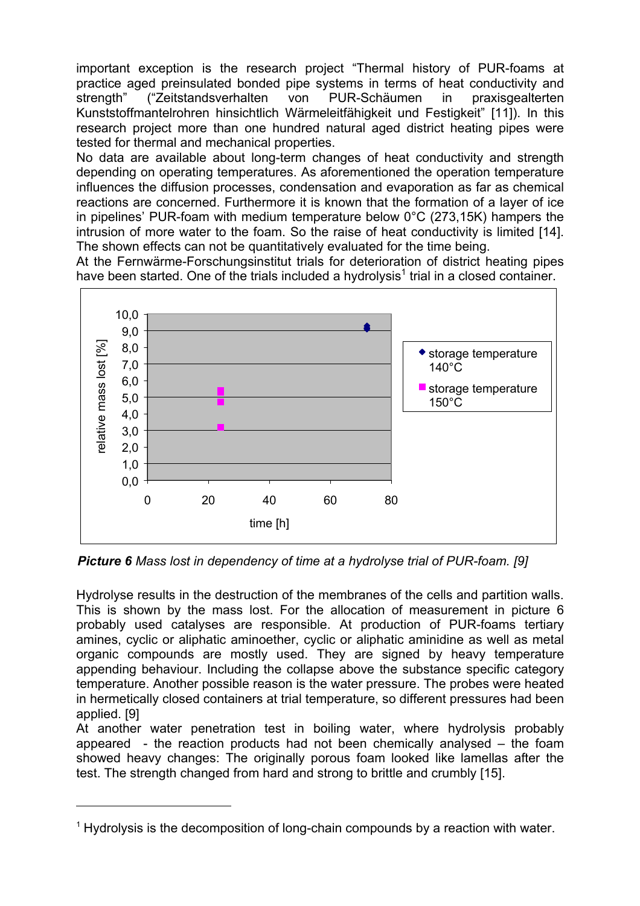important exception is the research project "Thermal history of PUR-foams at practice aged preinsulated bonded pipe systems in terms of heat conductivity and strength" ("Zeitstandsverhalten von PUR-Schäumen in praxisgealterten Kunststoffmantelrohren hinsichtlich Wärmeleitfähigkeit und Festigkeit" [11]). In this research project more than one hundred natural aged district heating pipes were tested for thermal and mechanical properties.

No data are available about long-term changes of heat conductivity and strength depending on operating temperatures. As aforementioned the operation temperature influences the diffusion processes, condensation and evaporation as far as chemical reactions are concerned. Furthermore it is known that the formation of a layer of ice in pipelines' PUR-foam with medium temperature below 0°C (273,15K) hampers the intrusion of more water to the foam. So the raise of heat conductivity is limited [14]. The shown effects can not be quantitatively evaluated for the time being.

At the Fernwärme-Forschungsinstitut trials for deterioration of district heating pipes have been started. One of the trials included a hydrolysis[1] trial in a closed container.

***Picture 6*** *Mass lost in dependency of time at a hydrolyse trial of PUR-foam. [9]*

Hydrolyse results in the destruction of the membranes of the cells and partition walls. This is shown by the mass lost. For the allocation of measurement in picture 6 probably used catalyses are responsible. At production of PUR-foams tertiary amines, cyclic or aliphatic aminoether, cyclic or aliphatic aminidine as well as metal organic compounds are mostly used. They are signed by heavy temperature appending behaviour. Including the collapse above the substance specific category temperature. Another possible reason is the water pressure. The probes were heated in hermetically closed containers at trial temperature, so different pressures had been applied. [9]

At another water penetration test in boiling water, where hydrolysis probably appeared - the reaction products had not been chemically analysed – the foam showed heavy changes: The originally porous foam looked like lamellas after the test. The strength changed from hard and strong to brittle and crumbly [15].

---

[1] Hydrolysis is the decomposition of long-chain compounds by a reaction with water.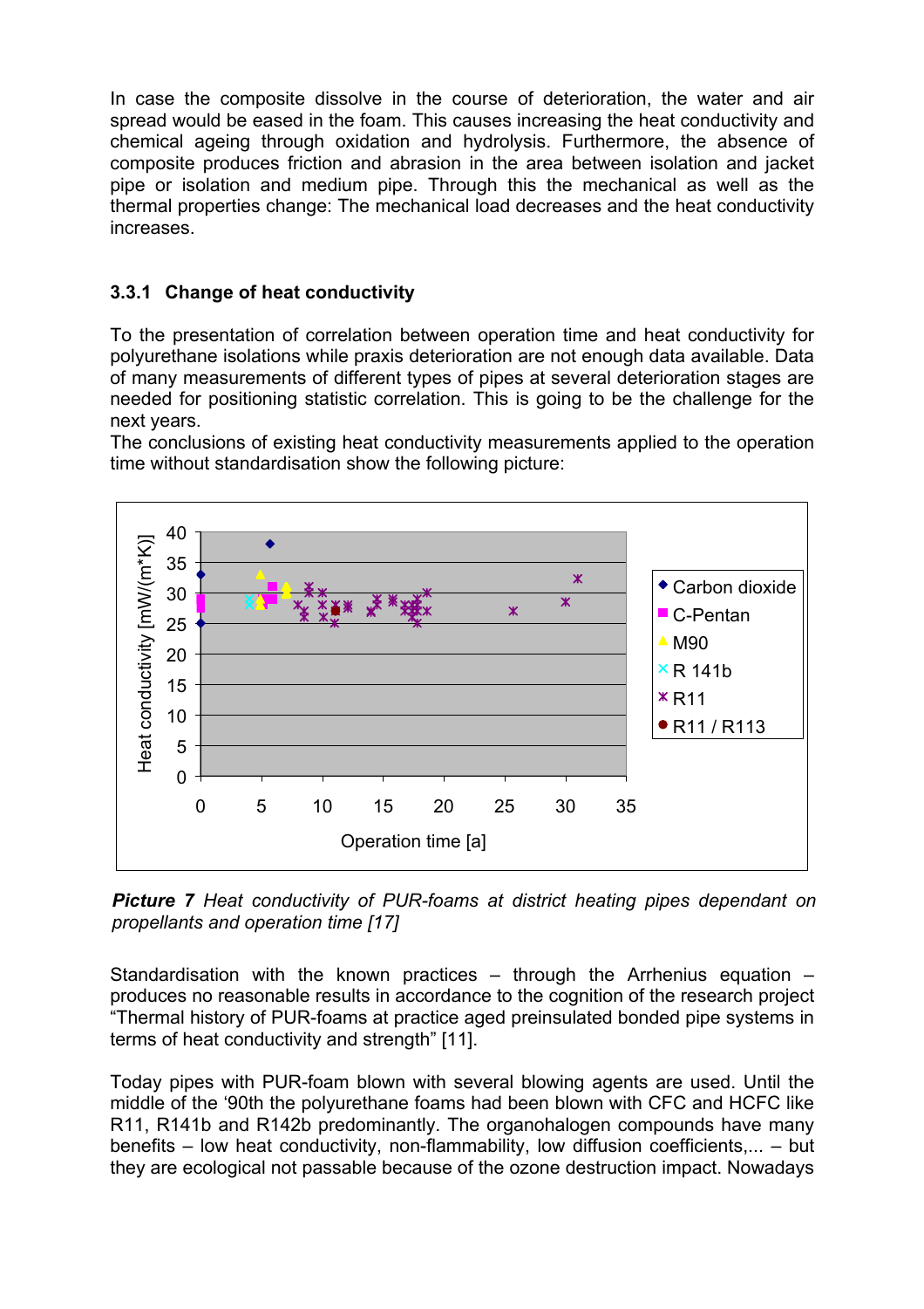In case the composite dissolve in the course of deterioration, the water and air spread would be eased in the foam. This causes increasing the heat conductivity and chemical ageing through oxidation and hydrolysis. Furthermore, the absence of composite produces friction and abrasion in the area between isolation and jacket pipe or isolation and medium pipe. Through this the mechanical as well as the thermal properties change: The mechanical load decreases and the heat conductivity increases.

### 3.3.1 Change of heat conductivity

To the presentation of correlation between operation time and heat conductivity for polyurethane isolations while praxis deterioration are not enough data available. Data of many measurements of different types of pipes at several deterioration stages are needed for positioning statistic correlation. This is going to be the challenge for the next years.
The conclusions of existing heat conductivity measurements applied to the operation time without standardisation show the following picture:

***Picture 7*** *Heat conductivity of PUR-foams at district heating pipes dependant on propellants and operation time [17]*

Standardisation with the known practices – through the Arrhenius equation – produces no reasonable results in accordance to the cognition of the research project "Thermal history of PUR-foams at practice aged preinsulated bonded pipe systems in terms of heat conductivity and strength" [11].

Today pipes with PUR-foam blown with several blowing agents are used. Until the middle of the '90th the polyurethane foams had been blown with CFC and HCFC like R11, R141b and R142b predominantly. The organohalogen compounds have many benefits – low heat conductivity, non-flammability, low diffusion coefficients,... – but they are ecological not passable because of the ozone destruction impact. Nowadays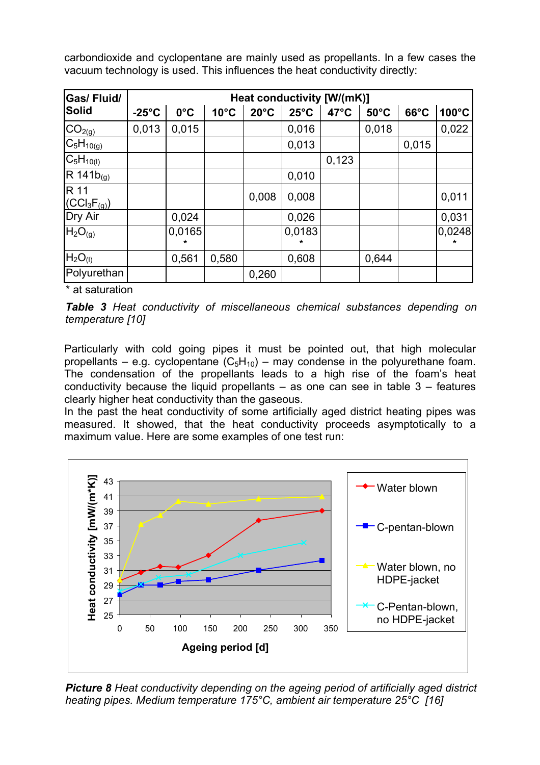carbondioxide and cyclopentane are mainly used as propellants. In a few cases the vacuum technology is used. This influences the heat conductivity directly:

| Gas/ Fluid/ Solid | Heat conductivity [W/(mK)] | | | | | | | | |
|---|---|---|---|---|---|---|---|---|---|
| | -25°C | 0°C | 10°C | 20°C | 25°C | 47°C | 50°C | 66°C | 100°C |
| $CO_{2(g)}$ | 0,013 | 0,015 | | | 0,016 | | 0,018 | | 0,022 |
| $C_5H_{10(g)}$ | | | | | 0,013 | | | 0,015 | |
| $C_5H_{10(l)}$ | | | | | | 0,123 | | | |
| R $141b_{(g)}$ | | | | | 0,010 | | | | |
| R 11 ($CCl_3F_{(g)}$) | | | | 0,008 | 0,008 | | | | 0,011 |
| Dry Air | | 0,024 | | | 0,026 | | | | 0,031 |
| $H_2O_{(g)}$ | | 0,0165 * | | | 0,0183 * | | | | 0,0248 * |
| $H_2O_{(l)}$ | | 0,561 | 0,580 | | 0,608 | | 0,644 | | |
| Polyurethan | | | | 0,260 | | | | | |

\* at saturation

***Table 3*** *Heat conductivity of miscellaneous chemical substances depending on temperature [10]*

Particularly with cold going pipes it must be pointed out, that high molecular propellants – e.g. cyclopentane ($C_5H_{10}$) – may condense in the polyurethane foam. The condensation of the propellants leads to a high rise of the foam's heat conductivity because the liquid propellants – as one can see in table 3 – features clearly higher heat conductivity than the gaseous.
In the past the heat conductivity of some artificially aged district heating pipes was measured. It showed, that the heat conductivity proceeds asymptotically to a maximum value. Here are some examples of one test run:

***Picture 8*** *Heat conductivity depending on the ageing period of artificially aged district heating pipes. Medium temperature 175°C, ambient air temperature 25°C [16]*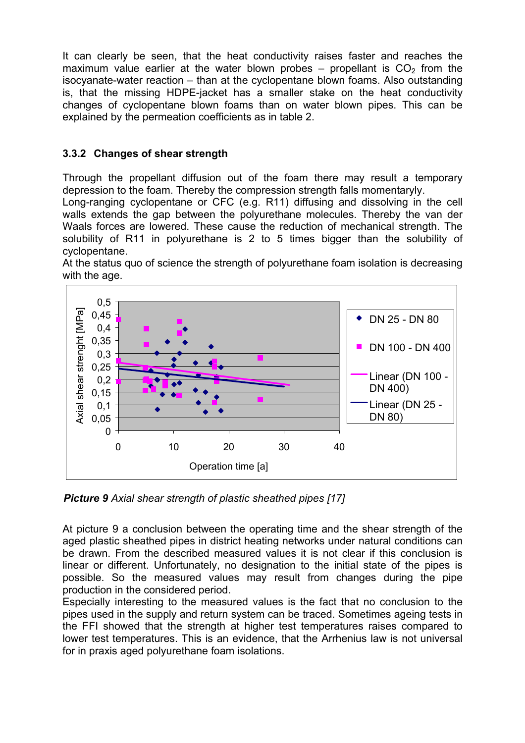It can clearly be seen, that the heat conductivity raises faster and reaches the maximum value earlier at the water blown probes – propellant is $CO_2$ from the isocyanate-water reaction – than at the cyclopentane blown foams. Also outstanding is, that the missing HDPE-jacket has a smaller stake on the heat conductivity changes of cyclopentane blown foams than on water blown pipes. This can be explained by the permeation coefficients as in table 2.

### 3.3.2 Changes of shear strength

Through the propellant diffusion out of the foam there may result a temporary depression to the foam. Thereby the compression strength falls momentaryly.
Long-ranging cyclopentane or CFC (e.g. R11) diffusing and dissolving in the cell walls extends the gap between the polyurethane molecules. Thereby the van der Waals forces are lowered. These cause the reduction of mechanical strength. The solubility of R11 in polyurethane is 2 to 5 times bigger than the solubility of cyclopentane.
At the status quo of science the strength of polyurethane foam isolation is decreasing with the age.

***Picture 9*** *Axial shear strength of plastic sheathed pipes [17]*

At picture 9 a conclusion between the operating time and the shear strength of the aged plastic sheathed pipes in district heating networks under natural conditions can be drawn. From the described measured values it is not clear if this conclusion is linear or different. Unfortunately, no designation to the initial state of the pipes is possible. So the measured values may result from changes during the pipe production in the considered period.
Especially interesting to the measured values is the fact that no conclusion to the pipes used in the supply and return system can be traced. Sometimes ageing tests in the FFI showed that the strength at higher test temperatures raises compared to lower test temperatures. This is an evidence, that the Arrhenius law is not universal for in praxis aged polyurethane foam isolations.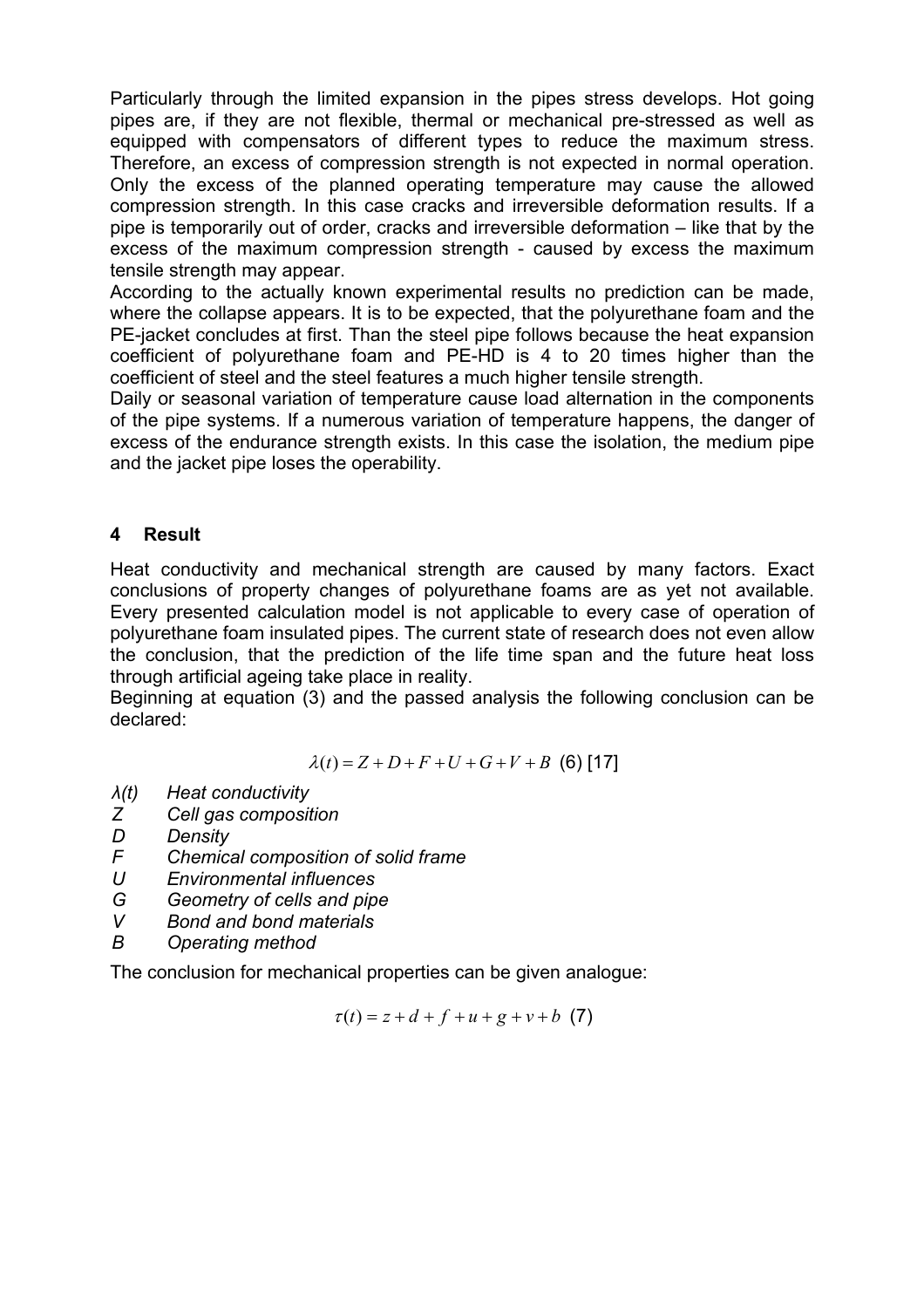Particularly through the limited expansion in the pipes stress develops. Hot going pipes are, if they are not flexible, thermal or mechanical pre-stressed as well as equipped with compensators of different types to reduce the maximum stress. Therefore, an excess of compression strength is not expected in normal operation. Only the excess of the planned operating temperature may cause the allowed compression strength. In this case cracks and irreversible deformation results. If a pipe is temporarily out of order, cracks and irreversible deformation – like that by the excess of the maximum compression strength - caused by excess the maximum tensile strength may appear.

According to the actually known experimental results no prediction can be made, where the collapse appears. It is to be expected, that the polyurethane foam and the PE-jacket concludes at first. Than the steel pipe follows because the heat expansion coefficient of polyurethane foam and PE-HD is 4 to 20 times higher than the coefficient of steel and the steel features a much higher tensile strength.

Daily or seasonal variation of temperature cause load alternation in the components of the pipe systems. If a numerous variation of temperature happens, the danger of excess of the endurance strength exists. In this case the isolation, the medium pipe and the jacket pipe loses the operability.

## 4 Result

Heat conductivity and mechanical strength are caused by many factors. Exact conclusions of property changes of polyurethane foams are as yet not available. Every presented calculation model is not applicable to every case of operation of polyurethane foam insulated pipes. The current state of research does not even allow the conclusion, that the prediction of the life time span and the future heat loss through artificial ageing take place in reality.

Beginning at equation (3) and the passed analysis the following conclusion can be declared:

$$\lambda(t) = Z + D + F + U + G + V + B \quad (6)\ [17]$$

- *λ(t)* *Heat conductivity*
- *Z* *Cell gas composition*
- *D* *Density*
- *F* *Chemical composition of solid frame*
- *U* *Environmental influences*
- *G* *Geometry of cells and pipe*
- *V* *Bond and bond materials*
- *B* *Operating method*

The conclusion for mechanical properties can be given analogue:

$$\tau(t) = z + d + f + u + g + v + b \quad (7)$$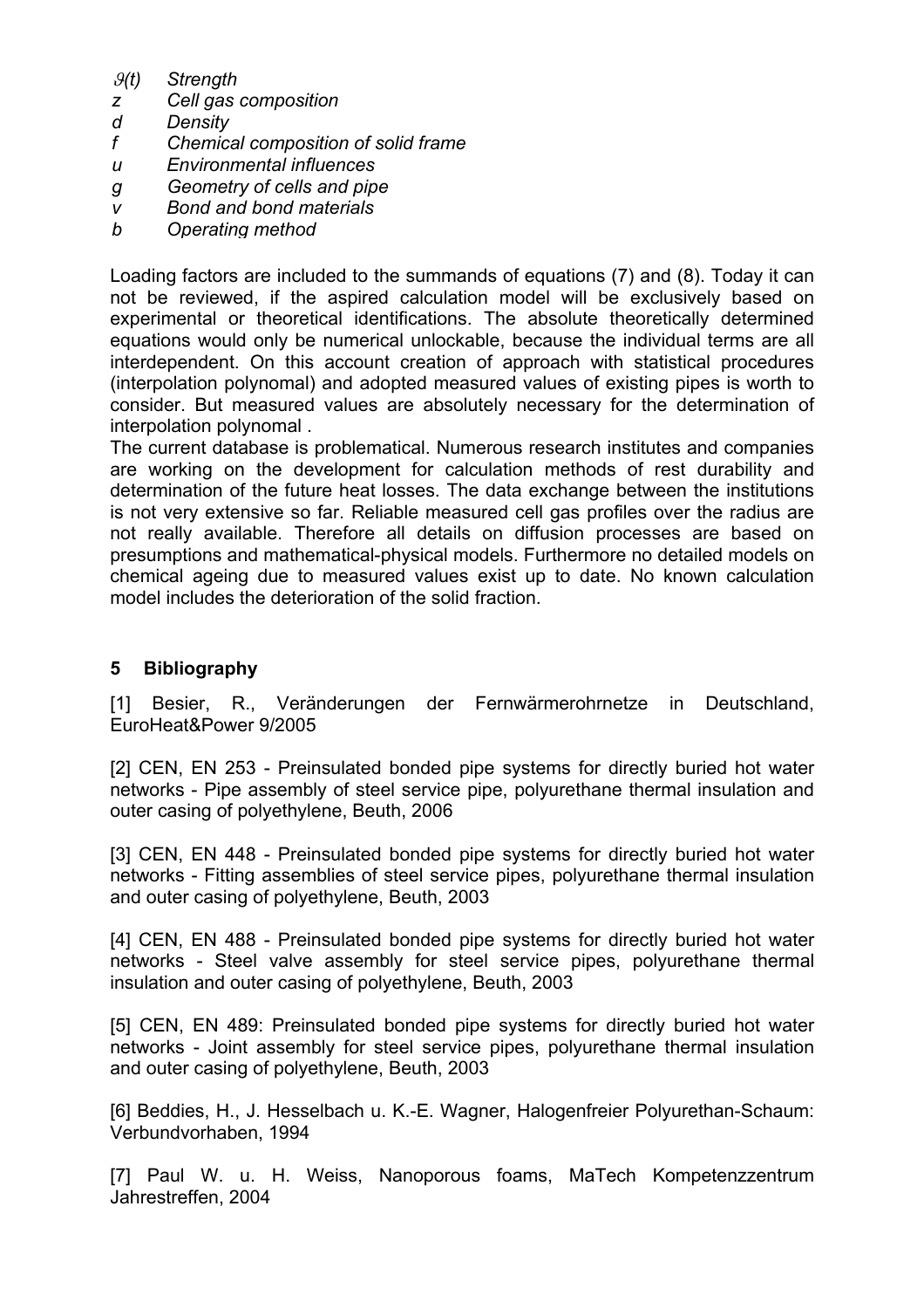$\vartheta(t)$ *Strength*
$z$ *Cell gas composition*
$d$ *Density*
$f$ *Chemical composition of solid frame*
$u$ *Environmental influences*
$g$ *Geometry of cells and pipe*
$v$ *Bond and bond materials*
$b$ *Operating method*

Loading factors are included to the summands of equations (7) and (8). Today it can not be reviewed, if the aspired calculation model will be exclusively based on experimental or theoretical identifications. The absolute theoretically determined equations would only be numerical unlockable, because the individual terms are all interdependent. On this account creation of approach with statistical procedures (interpolation polynomal) and adopted measured values of existing pipes is worth to consider. But measured values are absolutely necessary for the determination of interpolation polynomal .

The current database is problematical. Numerous research institutes and companies are working on the development for calculation methods of rest durability and determination of the future heat losses. The data exchange between the institutions is not very extensive so far. Reliable measured cell gas profiles over the radius are not really available. Therefore all details on diffusion processes are based on presumptions and mathematical-physical models. Furthermore no detailed models on chemical ageing due to measured values exist up to date. No known calculation model includes the deterioration of the solid fraction.

## 5 Bibliography

[1] Besier, R., Veränderungen der Fernwärmerohrnetze in Deutschland, EuroHeat&Power 9/2005

[2] CEN, EN 253 - Preinsulated bonded pipe systems for directly buried hot water networks - Pipe assembly of steel service pipe, polyurethane thermal insulation and outer casing of polyethylene, Beuth, 2006

[3] CEN, EN 448 - Preinsulated bonded pipe systems for directly buried hot water networks - Fitting assemblies of steel service pipes, polyurethane thermal insulation and outer casing of polyethylene, Beuth, 2003

[4] CEN, EN 488 - Preinsulated bonded pipe systems for directly buried hot water networks - Steel valve assembly for steel service pipes, polyurethane thermal insulation and outer casing of polyethylene, Beuth, 2003

[5] CEN, EN 489: Preinsulated bonded pipe systems for directly buried hot water networks - Joint assembly for steel service pipes, polyurethane thermal insulation and outer casing of polyethylene, Beuth, 2003

[6] Beddies, H., J. Hesselbach u. K.-E. Wagner, Halogenfreier Polyurethan-Schaum: Verbundvorhaben, 1994

[7] Paul W. u. H. Weiss, Nanoporous foams, MaTech Kompetenzzentrum Jahrestreffen, 2004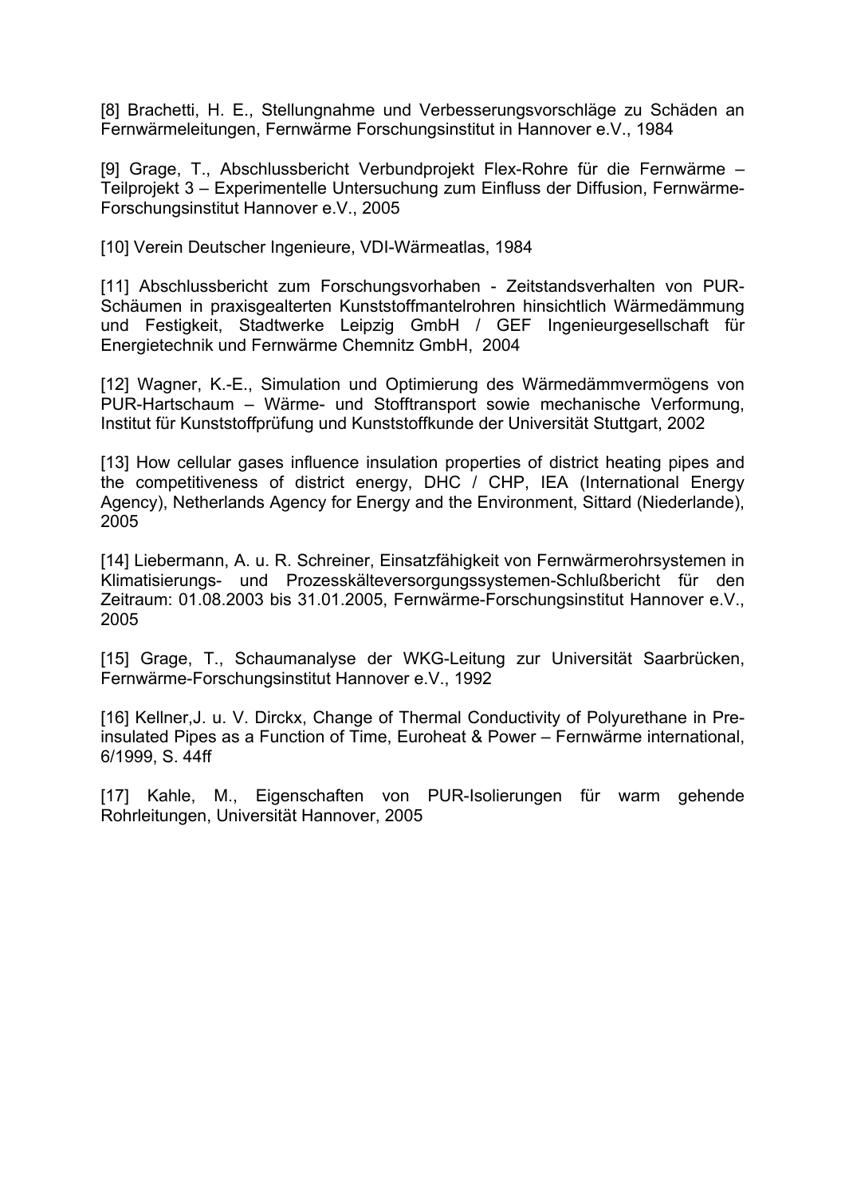[8] Brachetti, H. E., Stellungnahme und Verbesserungsvorschläge zu Schäden an Fernwärmeleitungen, Fernwärme Forschungsinstitut in Hannover e.V., 1984

[9] Grage, T., Abschlussbericht Verbundprojekt Flex-Rohre für die Fernwärme – Teilprojekt 3 – Experimentelle Untersuchung zum Einfluss der Diffusion, Fernwärme-Forschungsinstitut Hannover e.V., 2005

[10] Verein Deutscher Ingenieure, VDI-Wärmeatlas, 1984

[11] Abschlussbericht zum Forschungsvorhaben - Zeitstandsverhalten von PUR-Schäumen in praxisgealterten Kunststoffmantelrohren hinsichtlich Wärmedämmung und Festigkeit, Stadtwerke Leipzig GmbH / GEF Ingenieurgesellschaft für Energietechnik und Fernwärme Chemnitz GmbH, 2004

[12] Wagner, K.-E., Simulation und Optimierung des Wärmedämmvermögens von PUR-Hartschaum – Wärme- und Stofftransport sowie mechanische Verformung, Institut für Kunststoffprüfung und Kunststoffkunde der Universität Stuttgart, 2002

[13] How cellular gases influence insulation properties of district heating pipes and the competitiveness of district energy, DHC / CHP, IEA (International Energy Agency), Netherlands Agency for Energy and the Environment, Sittard (Niederlande), 2005

[14] Liebermann, A. u. R. Schreiner, Einsatzfähigkeit von Fernwärmerohrsystemen in Klimatisierungs- und Prozesskälteversorgungssystemen-Schlußbericht für den Zeitraum: 01.08.2003 bis 31.01.2005, Fernwärme-Forschungsinstitut Hannover e.V., 2005

[15] Grage, T., Schaumanalyse der WKG-Leitung zur Universität Saarbrücken, Fernwärme-Forschungsinstitut Hannover e.V., 1992

[16] Kellner,J. u. V. Dirckx, Change of Thermal Conductivity of Polyurethane in Pre-insulated Pipes as a Function of Time, Euroheat & Power – Fernwärme international, 6/1999, S. 44ff

[17] Kahle, M., Eigenschaften von PUR-Isolierungen für warm gehende Rohrleitungen, Universität Hannover, 2005